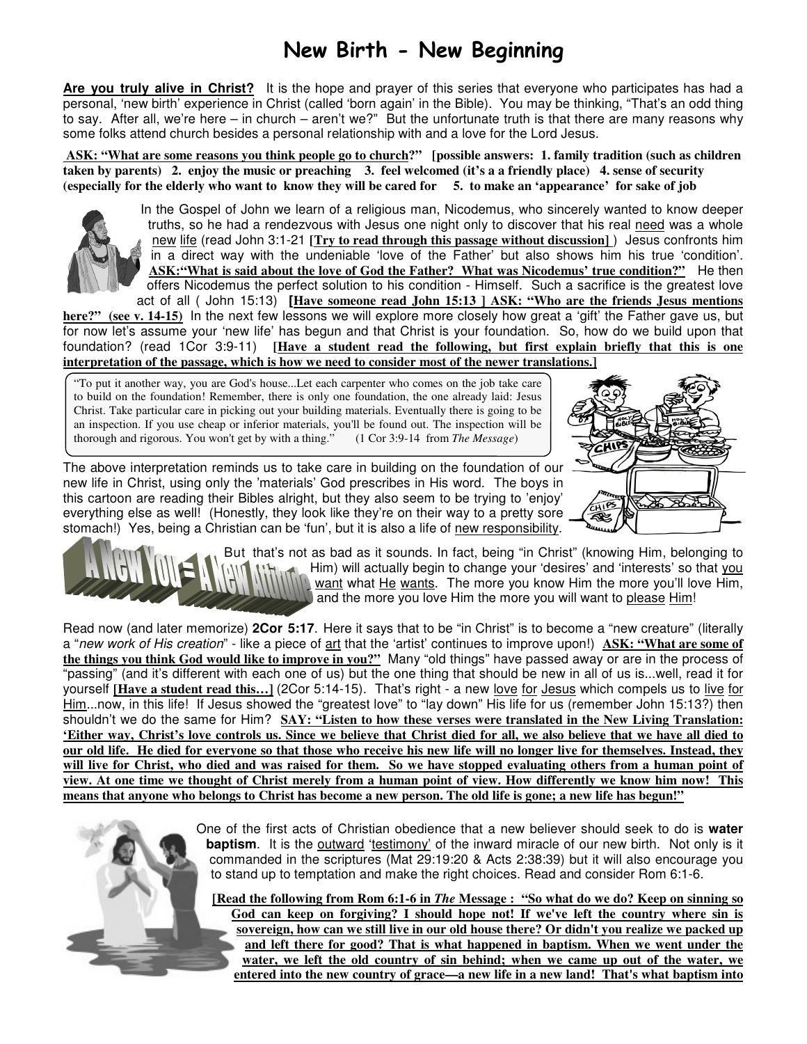# New Birth - New Beginning

**Are you truly alive in Christ?** It is the hope and prayer of this series that everyone who participates has had a personal, 'new birth' experience in Christ (called 'born again' in the Bible). You may be thinking, "That's an odd thing to say. After all, we're here – in church – aren't we?" But the unfortunate truth is that there are many reasons why some folks attend church besides a personal relationship with and a love for the Lord Jesus.

**ASK: "What are some reasons you think people go to church?" [possible answers: 1. family tradition (such as children taken by parents) 2. enjoy the music or preaching 3. feel welcomed (it's a a friendly place) 4. sense of security (especially for the elderly who want to know they will be cared for 5. to make an 'appearance' for sake of job**

In the Gospel of John we learn of a religious man, Nicodemus, who sincerely wanted to know deeper truths, so he had a rendezvous with Jesus one night only to discover that his real need was a whole new life (read John 3:1-21 **[Try to read through this passage without discussion]** ) Jesus confronts him in a direct way with the undeniable 'love of the Father' but also shows him his true 'condition'. **ASK:"What is said about the love of God the Father? What was Nicodemus' true condition?"** He then offers Nicodemus the perfect solution to his condition - Himself. Such a sacrifice is the greatest love act of all ( John 15:13) **[Have someone read John 15:13 ] ASK: "Who are the friends Jesus mentions here?" (see v. 14-15)** In the next few lessons we will explore more closely how great a 'gift' the Father gave us, but for now let's assume your 'new life' has begun and that Christ is your foundation. So, how do we build upon that foundation? (read 1Cor 3:9-11) **[Have a student read the following, but first explain briefly that this is one interpretation of the passage, which is how we need to consider most of the newer translations.]**

> "To put it another way, you are God's house...Let each carpenter who comes on the job take care to build on the foundation! Remember, there is only one foundation, the one already laid: Jesus Christ. Take particular care in picking out your building materials. Eventually there is going to be an inspection. If you use cheap or inferior materials, you'll be found out. The inspection will be thorough and rigorous. You won't get by with a thing." (1 Cor 3:9-14 from *The Message*)

The above interpretation reminds us to take care in building on the foundation of our new life in Christ, using only the 'materials' God prescribes in His word. The boys in this cartoon are reading their Bibles alright, but they also seem to be trying to 'enjoy' everything else as well! (Honestly, they look like they're on their way to a pretty sore stomach!) Yes, being a Christian can be 'fun', but it is also a life of new responsibility.

## A New You = A New Attitude

But that's not as bad as it sounds. In fact, being "in Christ" (knowing Him, belonging to Him) will actually begin to change your 'desires' and 'interests' so that you want what He wants. The more you know Him the more you'll love Him, and the more you love Him the more you will want to please Him!

Read now (and later memorize) **2Cor 5:17**. Here it says that to be "in Christ" is to become a "new creature" (literally a "*new work of His creation*" - like a piece of art that the 'artist' continues to improve upon!) **ASK: "What are some of the things you think God would like to improve in you?"** Many "old things" have passed away or are in the process of "passing" (and it's different with each one of us) but the one thing that should be new in all of us is...well, read it for yourself **[Have a student read this…]** (2Cor 5:14-15). That's right - a new love for Jesus which compels us to live for Him...now, in this life! If Jesus showed the "greatest love" to "lay down" His life for us (remember John 15:13?) then shouldn't we do the same for Him? **SAY: "Listen to how these verses were translated in the New Living Translation: 'Either way, Christ's love controls us. Since we believe that Christ died for all, we also believe that we have all died to our old life. He died for everyone so that those who receive his new life will no longer live for themselves. Instead, they will live for Christ, who died and was raised for them. So we have stopped evaluating others from a human point of view. At one time we thought of Christ merely from a human point of view. How differently we know him now! This means that anyone who belongs to Christ has become a new person. The old life is gone; a new life has begun!"**

One of the first acts of Christian obedience that a new believer should seek to do is **water baptism**. It is the outward 'testimony' of the inward miracle of our new birth. Not only is it commanded in the scriptures (Mat 29:19:20 & Acts 2:38:39) but it will also encourage you to stand up to temptation and make the right choices. Read and consider Rom 6:1-6.

**[Read the following from Rom 6:1-6 in *The* Message : "So what do we do? Keep on sinning so God can keep on forgiving? I should hope not! If we've left the country where sin is sovereign, how can we still live in our old house there? Or didn't you realize we packed up and left there for good? That is what happened in baptism. When we went under the water, we left the old country of sin behind; when we came up out of the water, we entered into the new country of grace—a new life in a new land! That's what baptism into**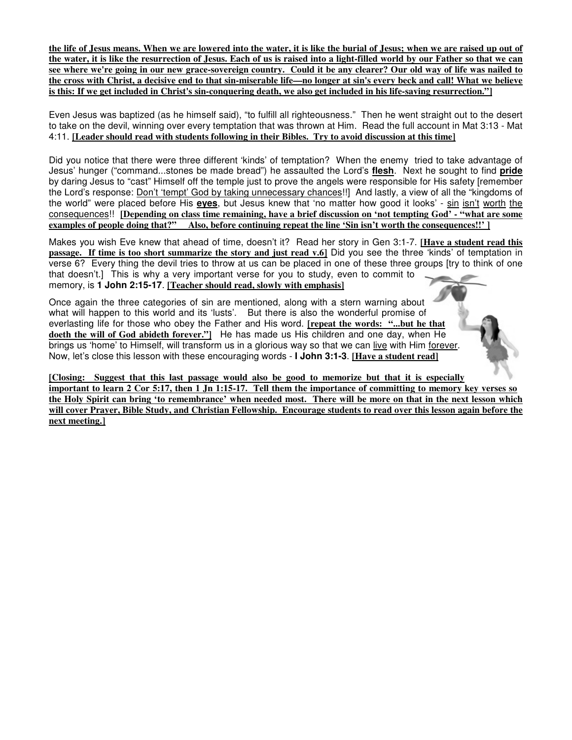**the life of Jesus means. When we are lowered into the water, it is like the burial of Jesus; when we are raised up out of the water, it is like the resurrection of Jesus. Each of us is raised into a light-filled world by our Father so that we can see where we're going in our new grace-sovereign country. Could it be any clearer? Our old way of life was nailed to the cross with Christ, a decisive end to that sin-miserable life—no longer at sin's every beck and call! What we believe is this: If we get included in Christ's sin-conquering death, we also get included in his life-saving resurrection."]**

Even Jesus was baptized (as he himself said), "to fulfill all righteousness." Then he went straight out to the desert to take on the devil, winning over every temptation that was thrown at Him. Read the full account in Mat 3:13 - Mat 4:11. **[Leader should read with students following in their Bibles. Try to avoid discussion at this time]**

Did you notice that there were three different 'kinds' of temptation? When the enemy tried to take advantage of Jesus' hunger ("command...stones be made bread") he assaulted the Lord's **flesh**. Next he sought to find **pride** by daring Jesus to "cast" Himself off the temple just to prove the angels were responsible for His safety [remember the Lord's response: Don't 'tempt' God by taking unnecessary chances!!] And lastly, a view of all the "kingdoms of the world" were placed before His **eyes**, but Jesus knew that 'no matter how good it looks' - sin isn't worth the consequences!! **[Depending on class time remaining, have a brief discussion on 'not tempting God' - "what are some examples of people doing that?" Also, before continuing repeat the line 'Sin isn't worth the consequences!!' ]**

Makes you wish Eve knew that ahead of time, doesn't it? Read her story in Gen 3:1-7. **[Have a student read this passage. If time is too short summarize the story and just read v.6]** Did you see the three 'kinds' of temptation in verse 6? Every thing the devil tries to throw at us can be placed in one of these three groups [try to think of one that doesn't.] This is why a very important verse for you to study, even to commit to memory, is **1 John 2:15-17**. **[Teacher should read, slowly with emphasis]**

Once again the three categories of sin are mentioned, along with a stern warning about what will happen to this world and its 'lusts'. But there is also the wonderful promise of everlasting life for those who obey the Father and His word. **[repeat the words: "...but he that doeth the will of God abideth forever."]** He has made us His children and one day, when He brings us 'home' to Himself, will transform us in a glorious way so that we can live with Him forever. Now, let's close this lesson with these encouraging words - **I John 3:1-3**. **[Have a student read]**

**[Closing: Suggest that this last passage would also be good to memorize but that it is especially important to learn 2 Cor 5:17, then 1 Jn 1:15-17. Tell them the importance of committing to memory key verses so the Holy Spirit can bring 'to remembrance' when needed most. There will be more on that in the next lesson which will cover Prayer, Bible Study, and Christian Fellowship. Encourage students to read over this lesson again before the next meeting.]**